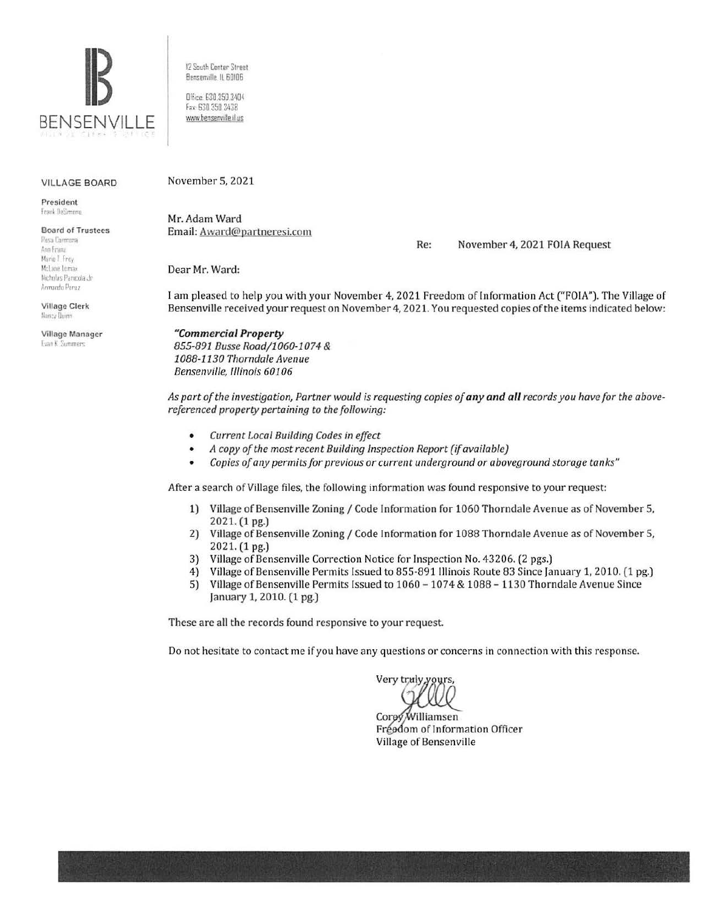BENSENVILLE

VILLAGE CLERK'S OFFICE

12 South Center Street
Bensenville, IL 60106

Office: 630.350.3404
Fax: 630.350.3438
www.bensenville.il.us

**VILLAGE BOARD**

**President**
Frank DeSimone

**Board of Trustees**
Rosa Carmona
Ann Franz
Marie T. Frey
McLane Lomax
Nicholas Panicola Jr.
Armando Perez

**Village Clerk**
Nancy Quinn

**Village Manager**
Evan K. Summers

November 5, 2021

Mr. Adam Ward
Email: Award@partneresi.com

Re: November 4, 2021 FOIA Request

Dear Mr. Ward:

I am pleased to help you with your November 4, 2021 Freedom of Information Act ("FOIA"). The Village of Bensenville received your request on November 4, 2021. You requested copies of the items indicated below:

***"Commercial Property***
*855-891 Busse Road/1060-1074 &*
*1088-1130 Thorndale Avenue*
*Bensenville, Illinois 60106*

*As part of the investigation, Partner would is requesting copies of* ***any and all*** *records you have for the above-referenced property pertaining to the following:*

- *Current Local Building Codes in effect*
- *A copy of the most recent Building Inspection Report (if available)*
- *Copies of any permits for previous or current underground or aboveground storage tanks"*

After a search of Village files, the following information was found responsive to your request:

1) Village of Bensenville Zoning / Code Information for 1060 Thorndale Avenue as of November 5, 2021. (1 pg.)
2) Village of Bensenville Zoning / Code Information for 1088 Thorndale Avenue as of November 5, 2021. (1 pg.)
3) Village of Bensenville Correction Notice for Inspection No. 43206. (2 pgs.)
4) Village of Bensenville Permits Issued to 855-891 Illinois Route 83 Since January 1, 2010. (1 pg.)
5) Village of Bensenville Permits Issued to 1060 – 1074 & 1088 – 1130 Thorndale Avenue Since January 1, 2010. (1 pg.)

These are all the records found responsive to your request.

Do not hesitate to contact me if you have any questions or concerns in connection with this response.

Very truly yours,

Corey Williamsen
Freedom of Information Officer
Village of Bensenville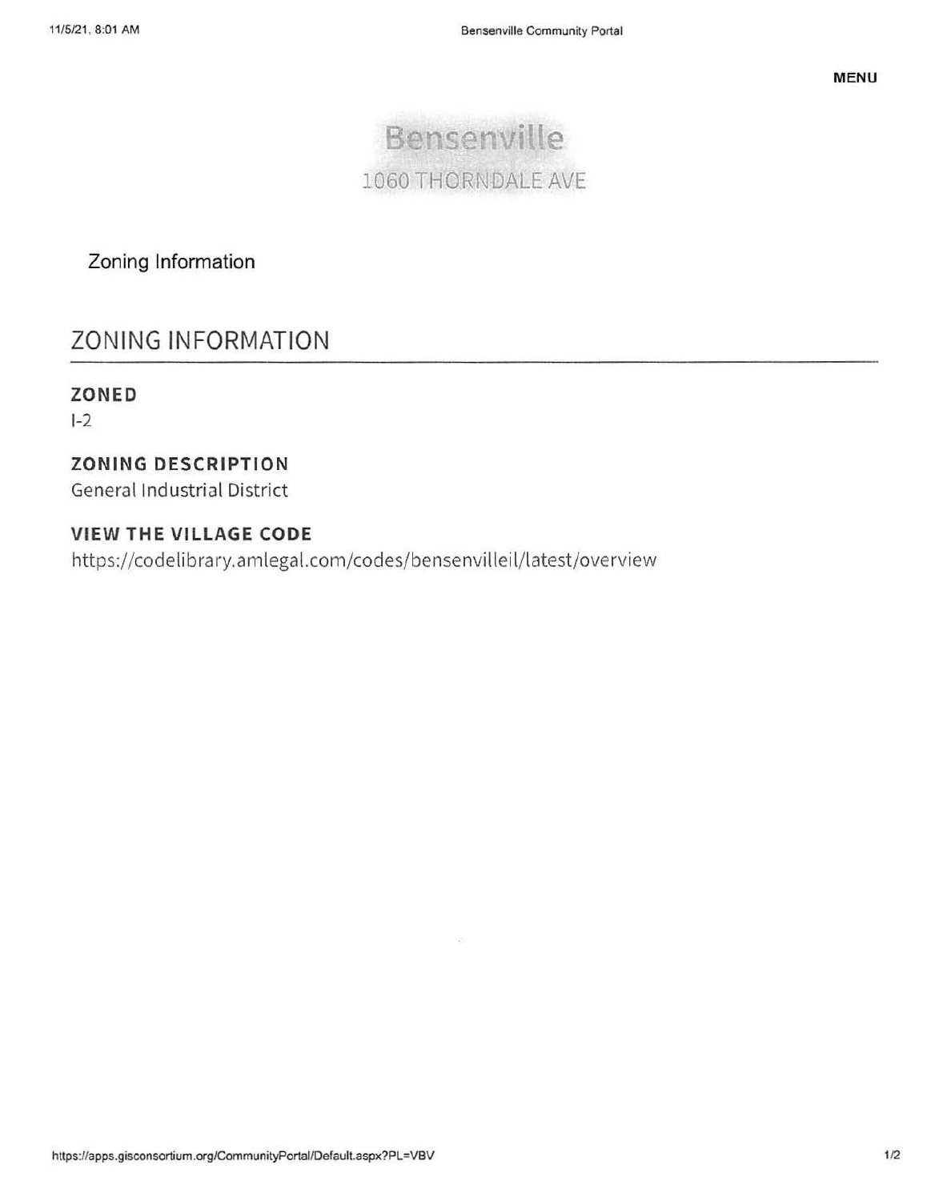# Bensenville

1060 THORNDALE AVE

Zoning Information

## ZONING INFORMATION

### ZONED

I-2

### ZONING DESCRIPTION

General Industrial District

### VIEW THE VILLAGE CODE

https://codelibrary.amlegal.com/codes/bensenvilleil/latest/overview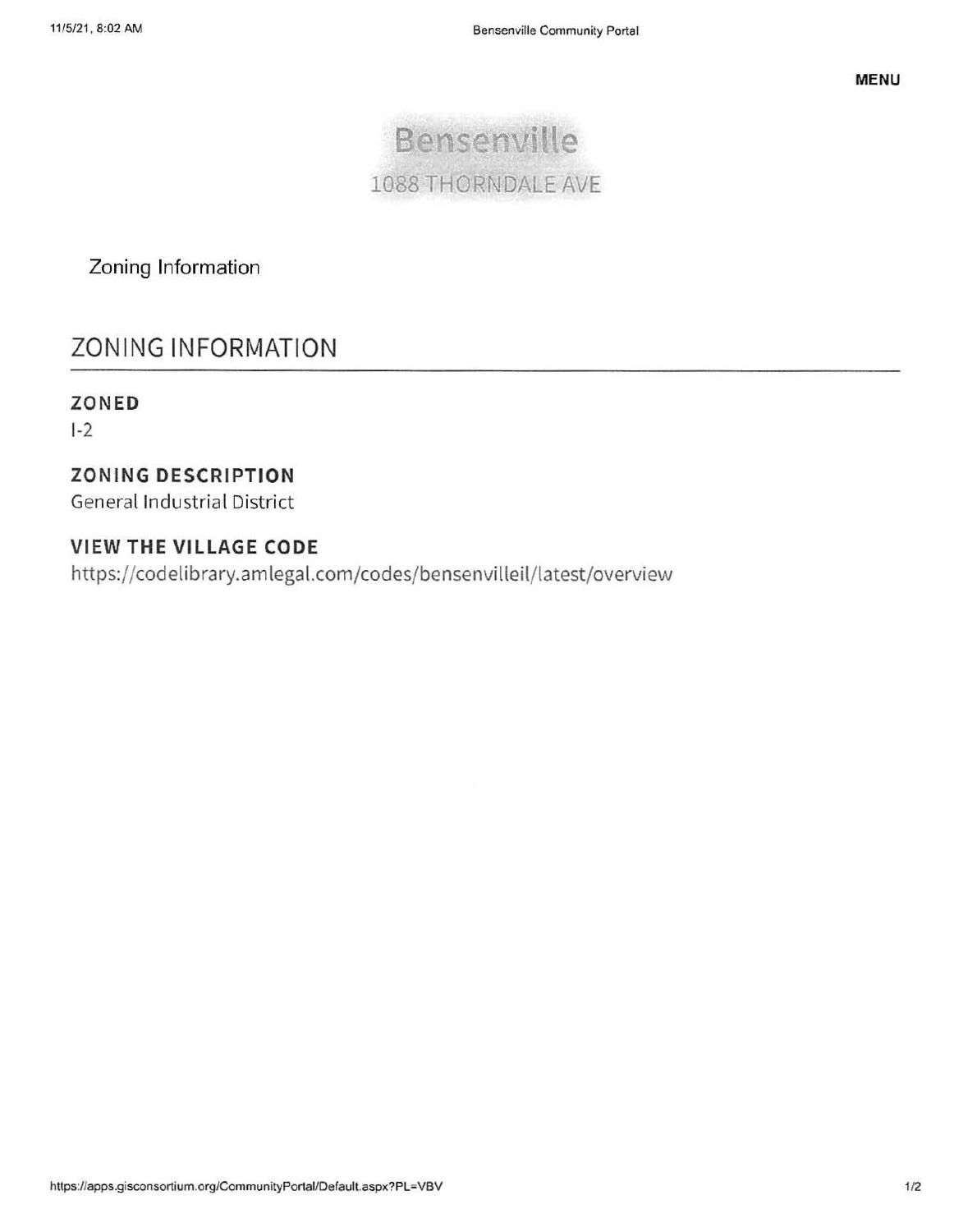MENU

# Bensenville

1088 THORNDALE AVE

Zoning Information

## ZONING INFORMATION

### ZONED

I-2

### ZONING DESCRIPTION

General Industrial District

### VIEW THE VILLAGE CODE

https://codelibrary.amlegal.com/codes/bensenvilleil/latest/overview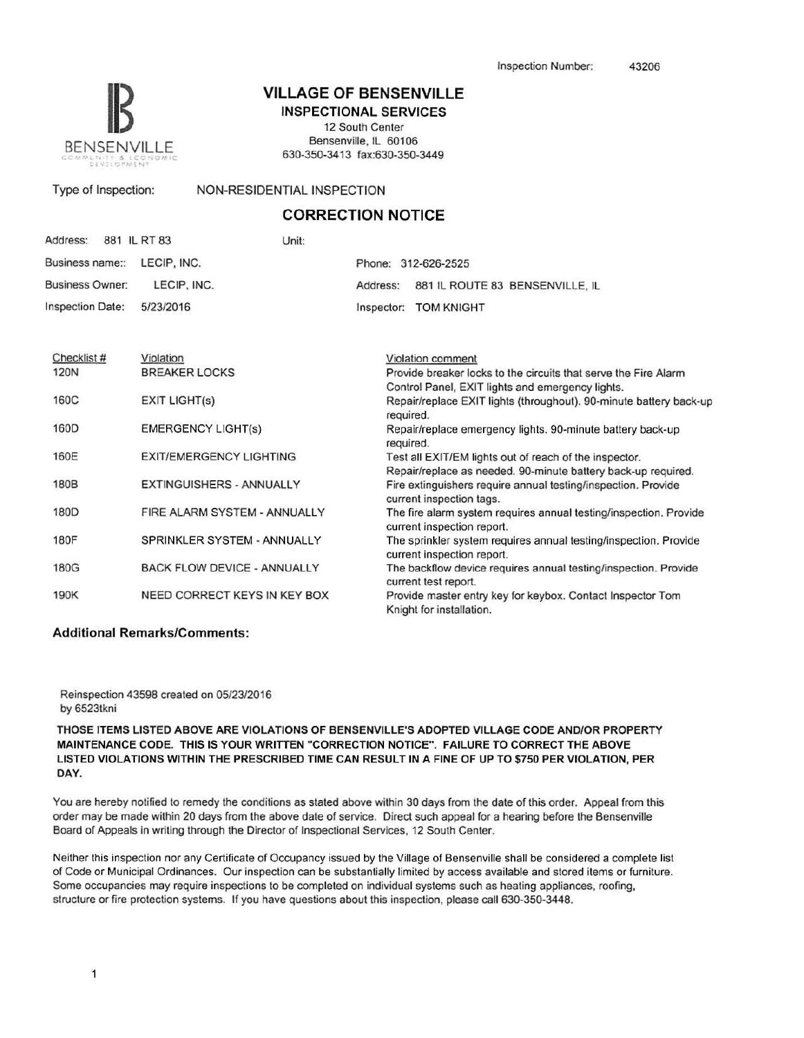Inspection Number: 43206

# VILLAGE OF BENSENVILLE

## INSPECTIONAL SERVICES

12 South Center
Bensenville, IL 60106
630-350-3413 fax:630-350-3449

BENSENVILLE
COMMUNITY & ECONOMIC DEVELOPMENT

Type of Inspection: NON-RESIDENTIAL INSPECTION

## CORRECTION NOTICE

| | | | |
|---|---|---|---|
| Address: | 881 IL RT 83 | Unit: | |
| Business name:: | LECIP, INC. | Phone: | 312-626-2525 |
| Business Owner: | LECIP, INC. | Address: | 881 IL ROUTE 83 BENSENVILLE, IL |
| Inspection Date: | 5/23/2016 | Inspector: | TOM KNIGHT |

| Checklist # | Violation | Violation comment |
|---|---|---|
| 120N | BREAKER LOCKS | Provide breaker locks to the circuits that serve the Fire Alarm Control Panel, EXIT lights and emergency lights. |
| 160C | EXIT LIGHT(s) | Repair/replace EXIT lights (throughout). 90-minute battery back-up required. |
| 160D | EMERGENCY LIGHT(s) | Repair/replace emergency lights. 90-minute battery back-up required. |
| 160E | EXIT/EMERGENCY LIGHTING | Test all EXIT/EM lights out of reach of the inspector. Repair/replace as needed. 90-minute battery back-up required. |
| 180B | EXTINGUISHERS - ANNUALLY | Fire extinguishers require annual testing/inspection. Provide current inspection tags. |
| 180D | FIRE ALARM SYSTEM - ANNUALLY | The fire alarm system requires annual testing/inspection. Provide current inspection report. |
| 180F | SPRINKLER SYSTEM - ANNUALLY | The sprinkler system requires annual testing/inspection. Provide current inspection report. |
| 180G | BACK FLOW DEVICE - ANNUALLY | The backflow device requires annual testing/inspection. Provide current test report. |
| 190K | NEED CORRECT KEYS IN KEY BOX | Provide master entry key for keybox. Contact Inspector Tom Knight for installation. |

### Additional Remarks/Comments:

Reinspection 43598 created on 05/23/2016
by 6523tkni

**THOSE ITEMS LISTED ABOVE ARE VIOLATIONS OF BENSENVILLE'S ADOPTED VILLAGE CODE AND/OR PROPERTY MAINTENANCE CODE. THIS IS YOUR WRITTEN "CORRECTION NOTICE". FAILURE TO CORRECT THE ABOVE LISTED VIOLATIONS WITHIN THE PRESCRIBED TIME CAN RESULT IN A FINE OF UP TO $750 PER VIOLATION, PER DAY.**

You are hereby notified to remedy the conditions as stated above within 30 days from the date of this order. Appeal from this order may be made within 20 days from the above date of service. Direct such appeal for a hearing before the Bensenville Board of Appeals in writing through the Director of Inspectional Services, 12 South Center.

Neither this inspection nor any Certificate of Occupancy issued by the Village of Bensenville shall be considered a complete list of Code or Municipal Ordinances. Our inspection can be substantially limited by access available and stored items or furniture. Some occupancies may require inspections to be completed on individual systems such as heating appliances, roofing, structure or fire protection systems. If you have questions about this inspection, please call 630-350-3448.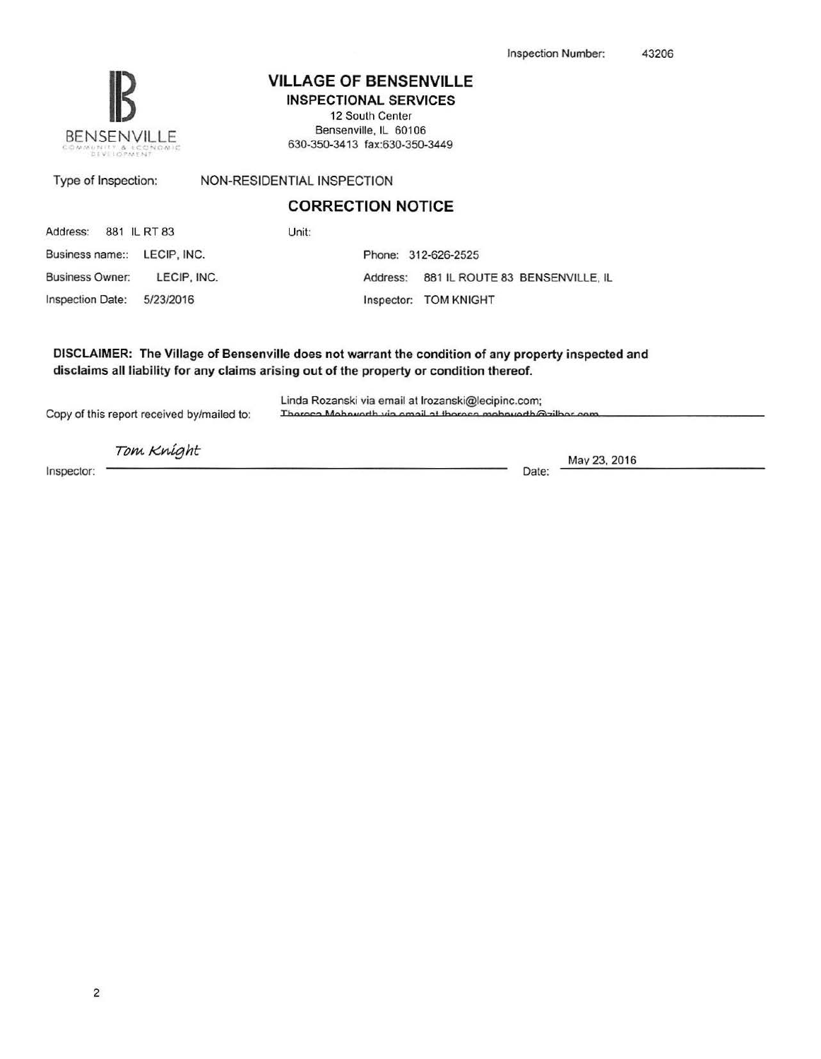Inspection Number: 43206

BENSENVILLE
COMMUNITY & ECONOMIC DEVELOPMENT

## VILLAGE OF BENSENVILLE

**INSPECTIONAL SERVICES**

12 South Center
Bensenville, IL 60106
630-350-3413 fax:630-350-3449

Type of Inspection: NON-RESIDENTIAL INSPECTION

### CORRECTION NOTICE

| | | | |
|---|---|---|---|
| Address: | 881 IL RT 83 | Unit: | |
| Business name:: | LECIP, INC. | Phone: | 312-626-2525 |
| Business Owner: | LECIP, INC. | Address: | 881 IL ROUTE 83 BENSENVILLE, IL |
| Inspection Date: | 5/23/2016 | Inspector: | TOM KNIGHT |

**DISCLAIMER: The Village of Bensenville does not warrant the condition of any property inspected and disclaims all liability for any claims arising out of the property or condition thereof.**

Copy of this report received by/mailed to: Linda Rozanski via email at lrozanski@lecipinc.com; Theresa Mehnwerth via email at theresa.mehnwerth@zilber.com

Inspector: *Tom Knight* Date: May 23, 2016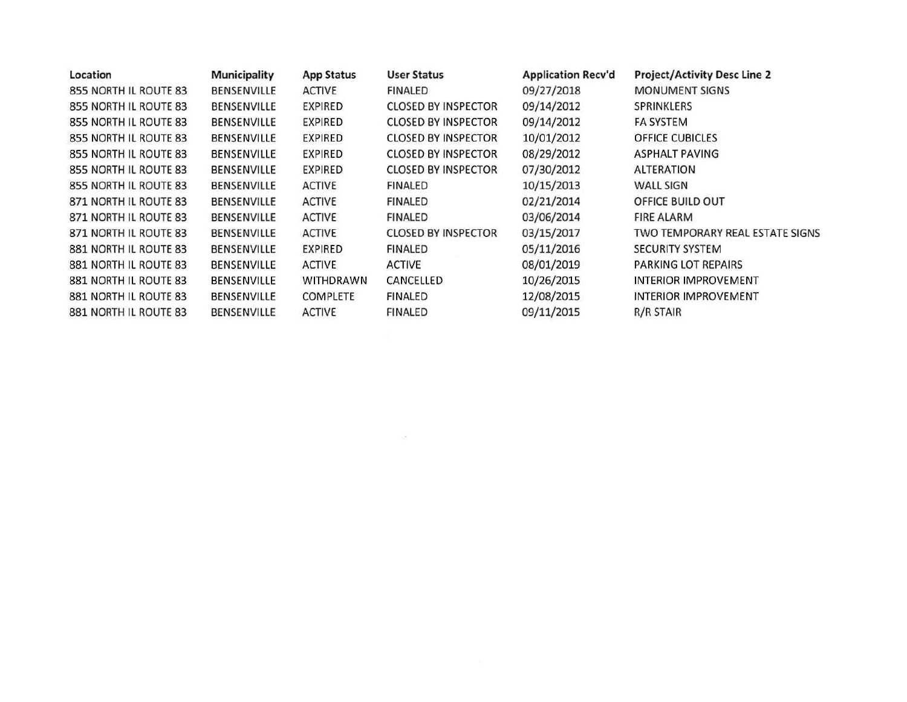| Location | Municipality | App Status | User Status | Application Recv'd | Project/Activity Desc Line 2 |
|---|---|---|---|---|---|
| 855 NORTH IL ROUTE 83 | BENSENVILLE | ACTIVE | FINALED | 09/27/2018 | MONUMENT SIGNS |
| 855 NORTH IL ROUTE 83 | BENSENVILLE | EXPIRED | CLOSED BY INSPECTOR | 09/14/2012 | SPRINKLERS |
| 855 NORTH IL ROUTE 83 | BENSENVILLE | EXPIRED | CLOSED BY INSPECTOR | 09/14/2012 | FA SYSTEM |
| 855 NORTH IL ROUTE 83 | BENSENVILLE | EXPIRED | CLOSED BY INSPECTOR | 10/01/2012 | OFFICE CUBICLES |
| 855 NORTH IL ROUTE 83 | BENSENVILLE | EXPIRED | CLOSED BY INSPECTOR | 08/29/2012 | ASPHALT PAVING |
| 855 NORTH IL ROUTE 83 | BENSENVILLE | EXPIRED | CLOSED BY INSPECTOR | 07/30/2012 | ALTERATION |
| 855 NORTH IL ROUTE 83 | BENSENVILLE | ACTIVE | FINALED | 10/15/2013 | WALL SIGN |
| 871 NORTH IL ROUTE 83 | BENSENVILLE | ACTIVE | FINALED | 02/21/2014 | OFFICE BUILD OUT |
| 871 NORTH IL ROUTE 83 | BENSENVILLE | ACTIVE | FINALED | 03/06/2014 | FIRE ALARM |
| 871 NORTH IL ROUTE 83 | BENSENVILLE | ACTIVE | CLOSED BY INSPECTOR | 03/15/2017 | TWO TEMPORARY REAL ESTATE SIGNS |
| 881 NORTH IL ROUTE 83 | BENSENVILLE | EXPIRED | FINALED | 05/11/2016 | SECURITY SYSTEM |
| 881 NORTH IL ROUTE 83 | BENSENVILLE | ACTIVE | ACTIVE | 08/01/2019 | PARKING LOT REPAIRS |
| 881 NORTH IL ROUTE 83 | BENSENVILLE | WITHDRAWN | CANCELLED | 10/26/2015 | INTERIOR IMPROVEMENT |
| 881 NORTH IL ROUTE 83 | BENSENVILLE | COMPLETE | FINALED | 12/08/2015 | INTERIOR IMPROVEMENT |
| 881 NORTH IL ROUTE 83 | BENSENVILLE | ACTIVE | FINALED | 09/11/2015 | R/R STAIR |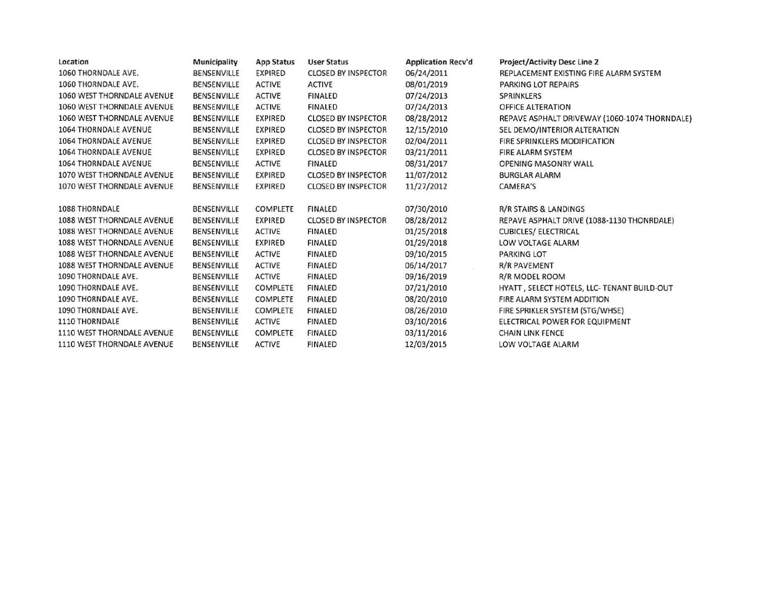| Location | Municipality | App Status | User Status | Application Recv'd | Project/Activity Desc Line 2 |
|---|---|---|---|---|---|
| 1060 THORNDALE AVE. | BENSENVILLE | EXPIRED | CLOSED BY INSPECTOR | 06/24/2011 | REPLACEMENT EXISTING FIRE ALARM SYSTEM |
| 1060 THORNDALE AVE. | BENSENVILLE | ACTIVE | ACTIVE | 08/01/2019 | PARKING LOT REPAIRS |
| 1060 WEST THORNDALE AVENUE | BENSENVILLE | ACTIVE | FINALED | 07/24/2013 | SPRINKLERS |
| 1060 WEST THORNDALE AVENUE | BENSENVILLE | ACTIVE | FINALED | 07/24/2013 | OFFICE ALTERATION |
| 1060 WEST THORNDALE AVENUE | BENSENVILLE | EXPIRED | CLOSED BY INSPECTOR | 08/28/2012 | REPAVE ASPHALT DRIVEWAY (1060-1074 THORNDALE) |
| 1064 THORNDALE AVENUE | BENSENVILLE | EXPIRED | CLOSED BY INSPECTOR | 12/15/2010 | SEL DEMO/INTERIOR ALTERATION |
| 1064 THORNDALE AVENUE | BENSENVILLE | EXPIRED | CLOSED BY INSPECTOR | 02/04/2011 | FIRE SPRINKLERS MODIFICATION |
| 1064 THORNDALE AVENUE | BENSENVILLE | EXPIRED | CLOSED BY INSPECTOR | 03/21/2011 | FIRE ALARM SYSTEM |
| 1064 THORNDALE AVENUE | BENSENVILLE | ACTIVE | FINALED | 08/31/2017 | OPENING MASONRY WALL |
| 1070 WEST THORNDALE AVENUE | BENSENVILLE | EXPIRED | CLOSED BY INSPECTOR | 11/07/2012 | BURGLAR ALARM |
| 1070 WEST THORNDALE AVENUE | BENSENVILLE | EXPIRED | CLOSED BY INSPECTOR | 11/27/2012 | CAMERA'S |
| 1088 THORNDALE | BENSENVILLE | COMPLETE | FINALED | 07/30/2010 | R/R STAIRS & LANDINGS |
| 1088 WEST THORNDALE AVENUE | BENSENVILLE | EXPIRED | CLOSED BY INSPECTOR | 08/28/2012 | REPAVE ASPHALT DRIVE (1088-1130 THONRDALE) |
| 1088 WEST THORNDALE AVENUE | BENSENVILLE | ACTIVE | FINALED | 01/25/2018 | CUBICLES/ ELECTRICAL |
| 1088 WEST THORNDALE AVENUE | BENSENVILLE | EXPIRED | FINALED | 01/29/2018 | LOW VOLTAGE ALARM |
| 1088 WEST THORNDALE AVENUE | BENSENVILLE | ACTIVE | FINALED | 09/10/2015 | PARKING LOT |
| 1088 WEST THORNDALE AVENUE | BENSENVILLE | ACTIVE | FINALED | 06/14/2017 | R/R PAVEMENT |
| 1090 THORNDALE AVE. | BENSENVILLE | ACTIVE | FINALED | 09/16/2019 | R/R MODEL ROOM |
| 1090 THORNDALE AVE. | BENSENVILLE | COMPLETE | FINALED | 07/21/2010 | HYATT , SELECT HOTELS, LLC- TENANT BUILD-OUT |
| 1090 THORNDALE AVE. | BENSENVILLE | COMPLETE | FINALED | 08/20/2010 | FIRE ALARM SYSTEM ADDITION |
| 1090 THORNDALE AVE. | BENSENVILLE | COMPLETE | FINALED | 08/26/2010 | FIRE SPRIKLER SYSTEM (STG/WHSE) |
| 1110 THORNDALE | BENSENVILLE | ACTIVE | FINALED | 03/10/2016 | ELECTRICAL POWER FOR EQUIPMENT |
| 1110 WEST THORNDALE AVENUE | BENSENVILLE | COMPLETE | FINALED | 03/11/2016 | CHAIN LINK FENCE |
| 1110 WEST THORNDALE AVENUE | BENSENVILLE | ACTIVE | FINALED | 12/03/2015 | LOW VOLTAGE ALARM |